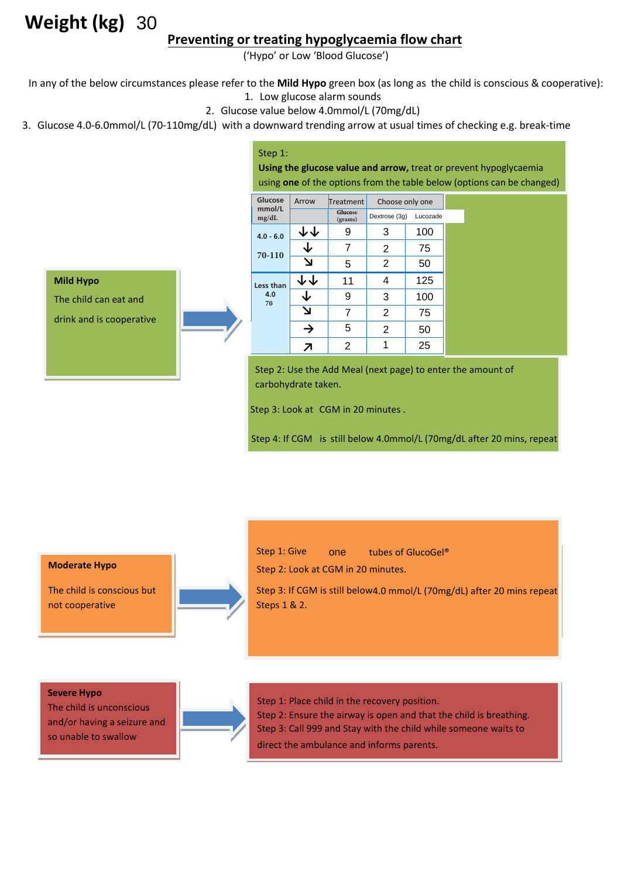**Weight (kg)** 30

## Preventing or treating hypoglycaemia flow chart

('Hypo' or Low 'Blood Glucose')

In any of the below circumstances please refer to the **Mild Hypo** green box (as long as the child is conscious & cooperative):

1. Low glucose alarm sounds
2. Glucose value below 4.0mmol/L (70mg/dL)
3. Glucose 4.0-6.0mmol/L (70-110mg/dL) with a downward trending arrow at usual times of checking e.g. break-time

**Mild Hypo**

The child can eat and drink and is cooperative

Step 1:
**Using the glucose value and arrow,** treat or prevent hypoglycaemia using **one** of the options from the table below (options can be changed)

| Glucose mmol/L mg/dL | Arrow | Treatment | Choose only one | |
|---|---|---|---|---|
| | | Glucose (grams) | Dextrose (3g) | Lucozade |
| 4.0 - 6.0 / 70-110 | ↓↓ | 9 | 3 | 100 |
| | ↓ | 7 | 2 | 75 |
| | ↘ | 5 | 2 | 50 |
| Less than 4.0 / 70 | ↓↓ | 11 | 4 | 125 |
| | ↓ | 9 | 3 | 100 |
| | ↘ | 7 | 2 | 75 |
| | → | 5 | 2 | 50 |
| | ↗ | 2 | 1 | 25 |

Step 2: Use the Add Meal (next page) to enter the amount of carbohydrate taken.

Step 3: Look at CGM in 20 minutes .

Step 4: If CGM is still below 4.0mmol/L (70mg/dL after 20 mins, repeat

**Moderate Hypo**

The child is conscious but not cooperative

Step 1: Give one tubes of GlucoGel®

Step 2: Look at CGM in 20 minutes.

Step 3: If CGM is still below4.0 mmol/L (70mg/dL) after 20 mins repeat Steps 1 & 2.

**Severe Hypo**

The child is unconscious and/or having a seizure and so unable to swallow

Step 1: Place child in the recovery position.

Step 2: Ensure the airway is open and that the child is breathing.

Step 3: Call 999 and Stay with the child while someone waits to direct the ambulance and informs parents.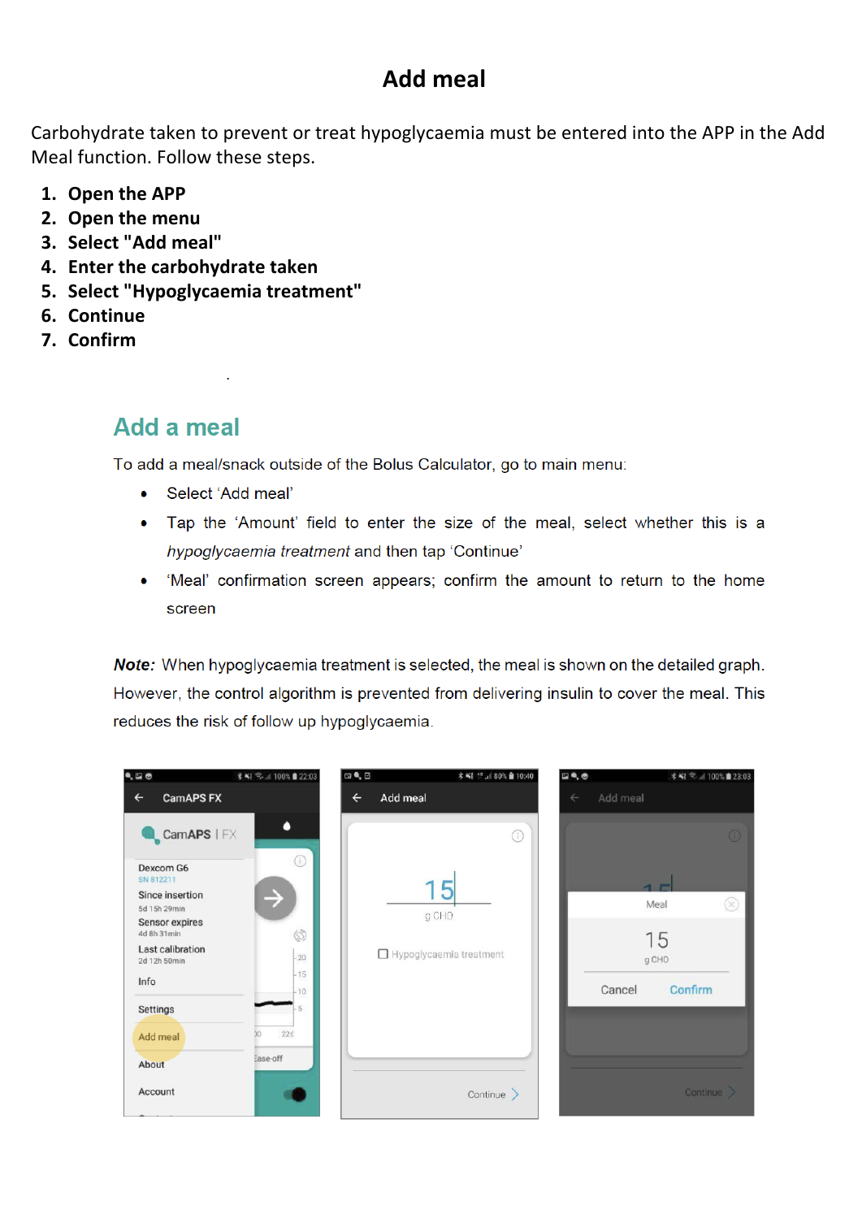# Add meal

Carbohydrate taken to prevent or treat hypoglycaemia must be entered into the APP in the Add Meal function. Follow these steps.

1. **Open the APP**
2. **Open the menu**
3. **Select "Add meal"**
4. **Enter the carbohydrate taken**
5. **Select "Hypoglycaemia treatment"**
6. **Continue**
7. **Confirm**

## Add a meal

To add a meal/snack outside of the Bolus Calculator, go to main menu:

- Select 'Add meal'
- Tap the 'Amount' field to enter the size of the meal, select whether this is a *hypoglycaemia treatment* and then tap 'Continue'
- 'Meal' confirmation screen appears; confirm the amount to return to the home screen

***Note:*** When hypoglycaemia treatment is selected, the meal is shown on the detailed graph. However, the control algorithm is prevented from delivering insulin to cover the meal. This reduces the risk of follow up hypoglycaemia.